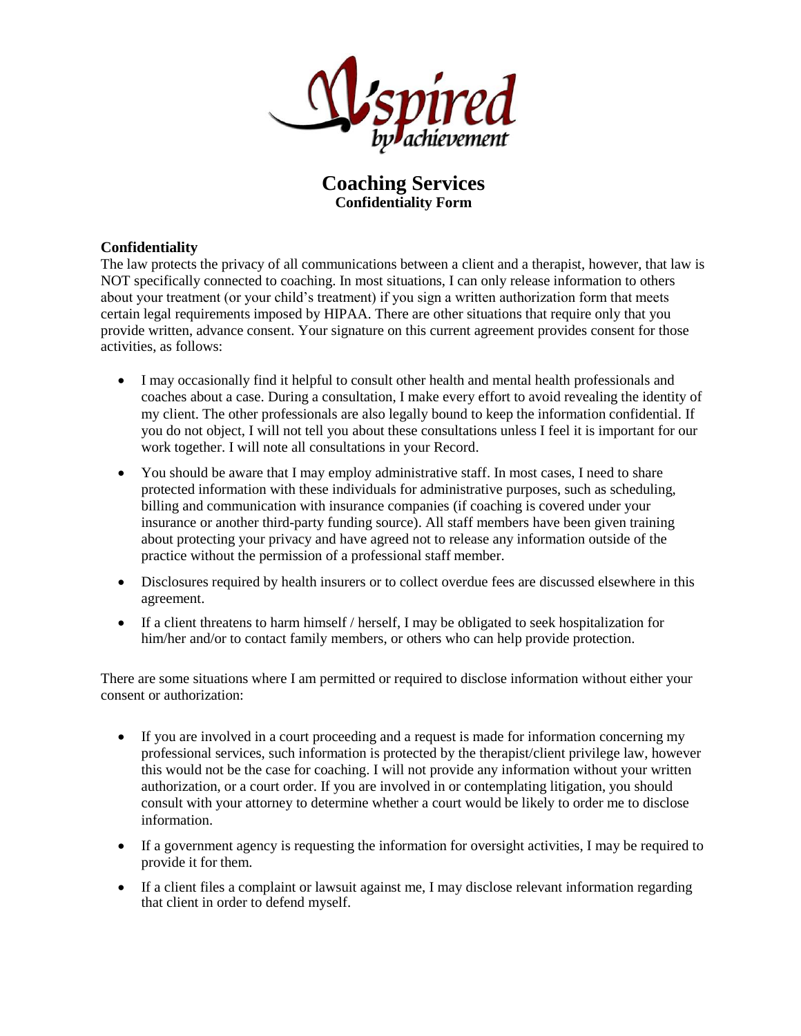# Coaching Services

## Confidentiality Form

### Confidentiality

The law protects the privacy of all communications between a client and a therapist, however, that law is NOT specifically connected to coaching. In most situations, I can only release information to others about your treatment (or your child's treatment) if you sign a written authorization form that meets certain legal requirements imposed by HIPAA. There are other situations that require only that you provide written, advance consent. Your signature on this current agreement provides consent for those activities, as follows:

- I may occasionally find it helpful to consult other health and mental health professionals and coaches about a case. During a consultation, I make every effort to avoid revealing the identity of my client. The other professionals are also legally bound to keep the information confidential. If you do not object, I will not tell you about these consultations unless I feel it is important for our work together. I will note all consultations in your Record.
- You should be aware that I may employ administrative staff. In most cases, I need to share protected information with these individuals for administrative purposes, such as scheduling, billing and communication with insurance companies (if coaching is covered under your insurance or another third-party funding source). All staff members have been given training about protecting your privacy and have agreed not to release any information outside of the practice without the permission of a professional staff member.
- Disclosures required by health insurers or to collect overdue fees are discussed elsewhere in this agreement.
- If a client threatens to harm himself / herself, I may be obligated to seek hospitalization for him/her and/or to contact family members, or others who can help provide protection.

There are some situations where I am permitted or required to disclose information without either your consent or authorization:

- If you are involved in a court proceeding and a request is made for information concerning my professional services, such information is protected by the therapist/client privilege law, however this would not be the case for coaching. I will not provide any information without your written authorization, or a court order. If you are involved in or contemplating litigation, you should consult with your attorney to determine whether a court would be likely to order me to disclose information.
- If a government agency is requesting the information for oversight activities, I may be required to provide it for them.
- If a client files a complaint or lawsuit against me, I may disclose relevant information regarding that client in order to defend myself.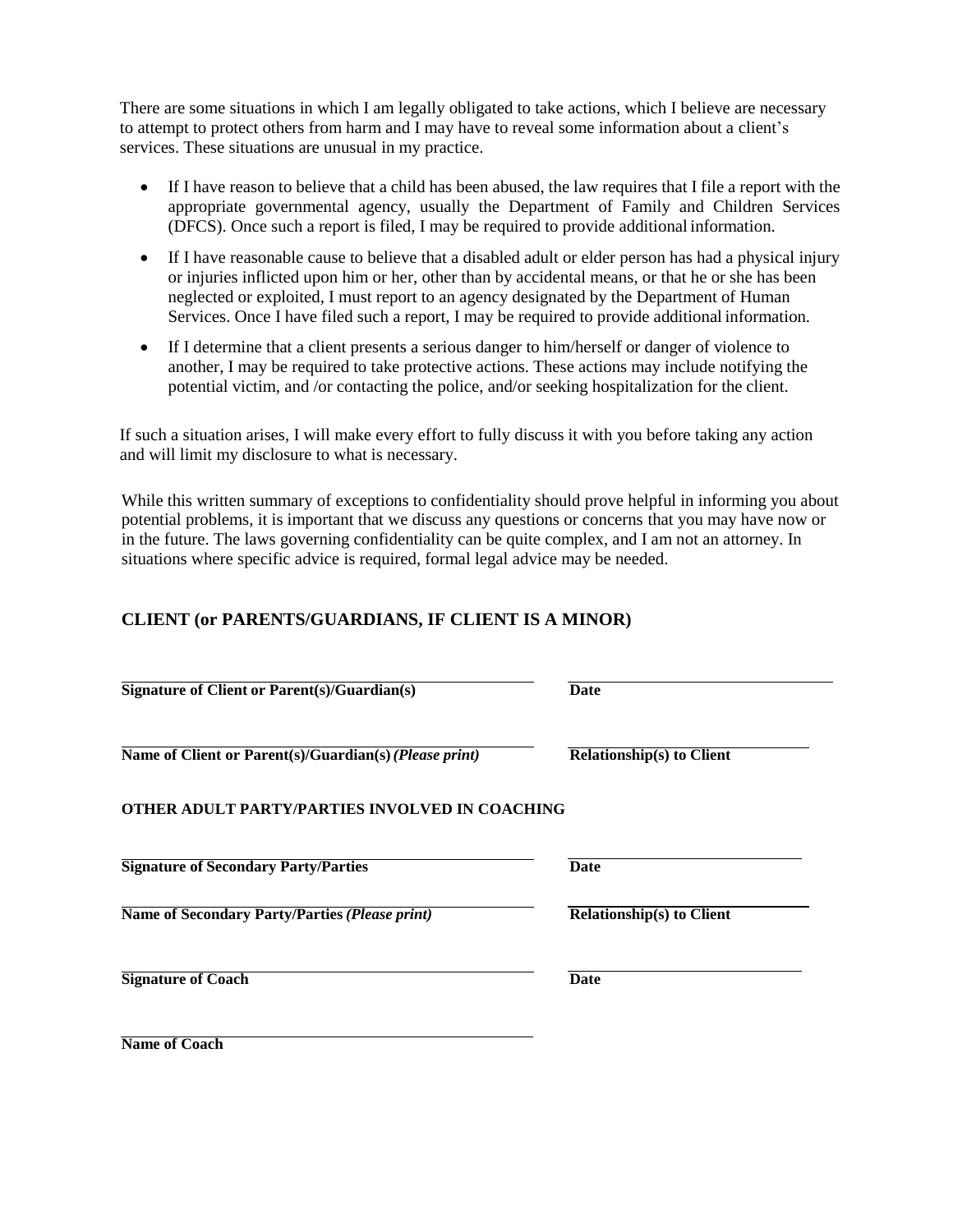There are some situations in which I am legally obligated to take actions, which I believe are necessary to attempt to protect others from harm and I may have to reveal some information about a client's services. These situations are unusual in my practice.

- If I have reason to believe that a child has been abused, the law requires that I file a report with the appropriate governmental agency, usually the Department of Family and Children Services (DFCS). Once such a report is filed, I may be required to provide additional information.
- If I have reasonable cause to believe that a disabled adult or elder person has had a physical injury or injuries inflicted upon him or her, other than by accidental means, or that he or she has been neglected or exploited, I must report to an agency designated by the Department of Human Services. Once I have filed such a report, I may be required to provide additional information.
- If I determine that a client presents a serious danger to him/herself or danger of violence to another, I may be required to take protective actions. These actions may include notifying the potential victim, and /or contacting the police, and/or seeking hospitalization for the client.

If such a situation arises, I will make every effort to fully discuss it with you before taking any action and will limit my disclosure to what is necessary.

While this written summary of exceptions to confidentiality should prove helpful in informing you about potential problems, it is important that we discuss any questions or concerns that you may have now or in the future. The laws governing confidentiality can be quite complex, and I am not an attorney. In situations where specific advice is required, formal legal advice may be needed.

## CLIENT (or PARENTS/GUARDIANS, IF CLIENT IS A MINOR)

**Signature of Client or Parent(s)/Guardian(s)** **Date**

**Name of Client or Parent(s)/Guardian(s)** ***(Please print)*** **Relationship(s) to Client**

**OTHER ADULT PARTY/PARTIES INVOLVED IN COACHING**

**Signature of Secondary Party/Parties** **Date**

**Name of Secondary Party/Parties** ***(Please print)*** **Relationship(s) to Client**

**Signature of Coach** **Date**

**Name of Coach**